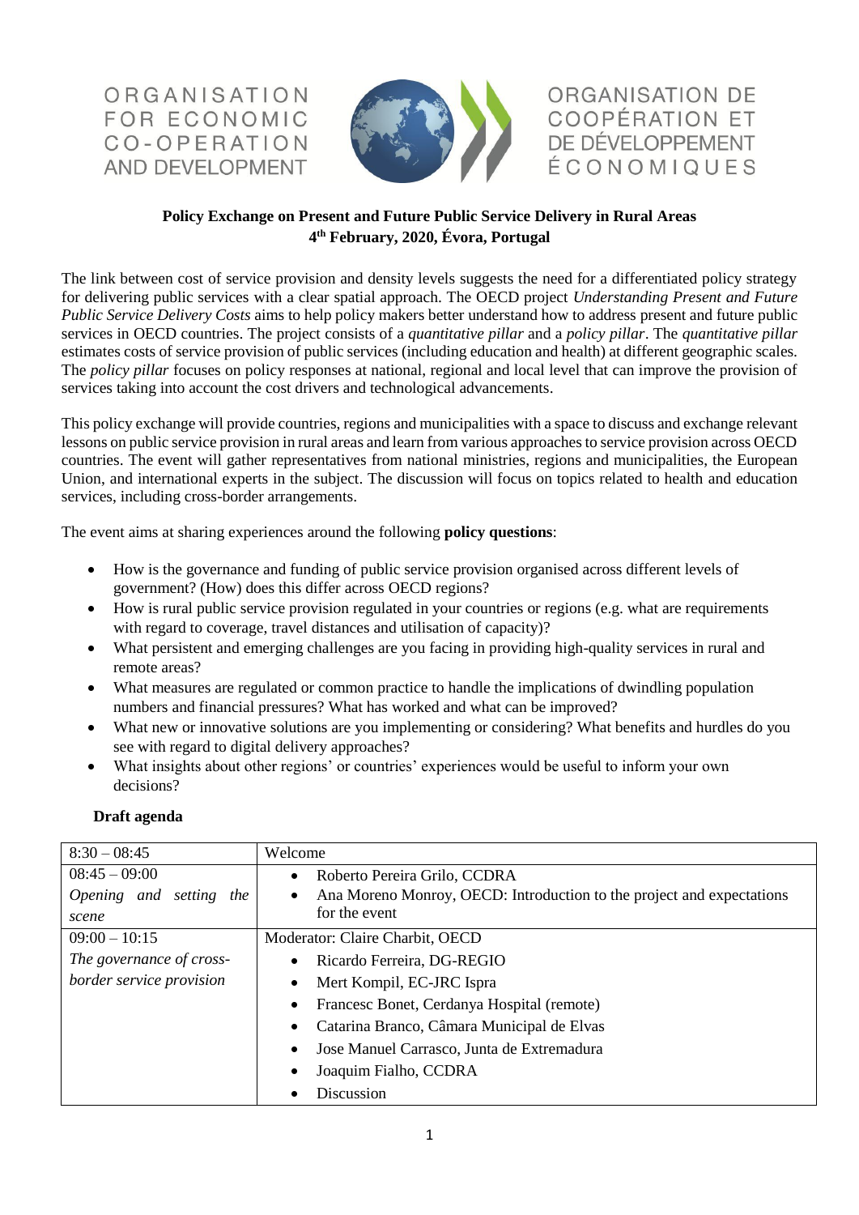ORGANISATION FOR ECONOMIC CO-OPERATION AND DEVELOPMENT

ORGANISATION DE COOPÉRATION ET DE DÉVELOPPEMENT ÉCONOMIQUES

**Policy Exchange on Present and Future Public Service Delivery in Rural Areas**
**4th February, 2020, Évora, Portugal**

The link between cost of service provision and density levels suggests the need for a differentiated policy strategy for delivering public services with a clear spatial approach. The OECD project *Understanding Present and Future Public Service Delivery Costs* aims to help policy makers better understand how to address present and future public services in OECD countries. The project consists of a *quantitative pillar* and a *policy pillar*. The *quantitative pillar* estimates costs of service provision of public services (including education and health) at different geographic scales. The *policy pillar* focuses on policy responses at national, regional and local level that can improve the provision of services taking into account the cost drivers and technological advancements.

This policy exchange will provide countries, regions and municipalities with a space to discuss and exchange relevant lessons on public service provision in rural areas and learn from various approaches to service provision across OECD countries. The event will gather representatives from national ministries, regions and municipalities, the European Union, and international experts in the subject. The discussion will focus on topics related to health and education services, including cross-border arrangements.

The event aims at sharing experiences around the following **policy questions**:

- How is the governance and funding of public service provision organised across different levels of government? (How) does this differ across OECD regions?
- How is rural public service provision regulated in your countries or regions (e.g. what are requirements with regard to coverage, travel distances and utilisation of capacity)?
- What persistent and emerging challenges are you facing in providing high-quality services in rural and remote areas?
- What measures are regulated or common practice to handle the implications of dwindling population numbers and financial pressures? What has worked and what can be improved?
- What new or innovative solutions are you implementing or considering? What benefits and hurdles do you see with regard to digital delivery approaches?
- What insights about other regions' or countries' experiences would be useful to inform your own decisions?

**Draft agenda**

| | |
|---|---|
| 8:30 – 08:45 | Welcome |
| 08:45 – 09:00<br>*Opening and setting the scene* | • Roberto Pereira Grilo, CCDRA<br>• Ana Moreno Monroy, OECD: Introduction to the project and expectations for the event |
| 09:00 – 10:15<br>*The governance of cross-border service provision* | Moderator: Claire Charbit, OECD<br>• Ricardo Ferreira, DG-REGIO<br>• Mert Kompil, EC-JRC Ispra<br>• Francesc Bonet, Cerdanya Hospital (remote)<br>• Catarina Branco, Câmara Municipal de Elvas<br>• Jose Manuel Carrasco, Junta de Extremadura<br>• Joaquim Fialho, CCDRA<br>• Discussion |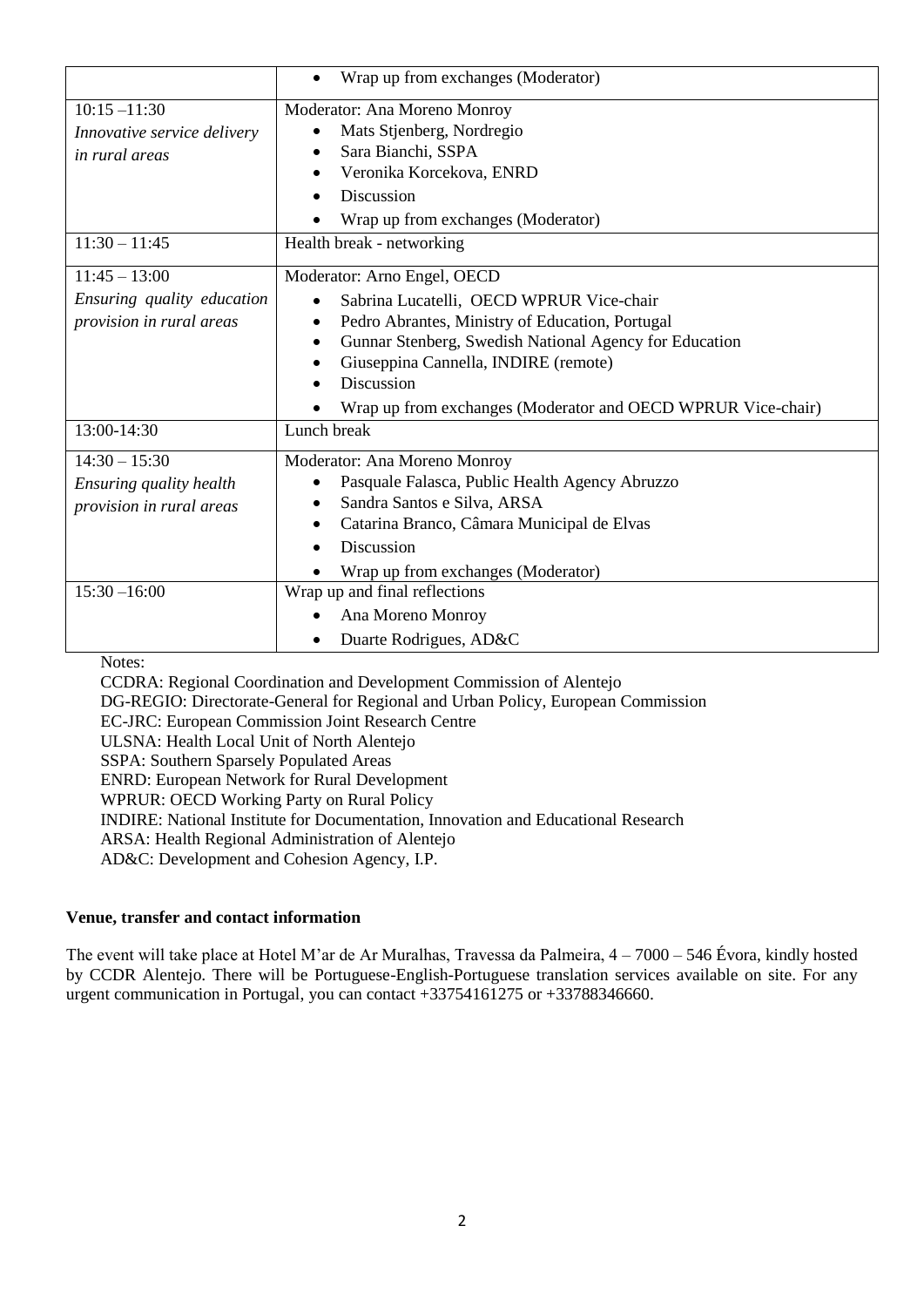| | |
|---|---|
| | • Wrap up from exchanges (Moderator) |
| 10:15 –11:30 *Innovative service delivery in rural areas* | Moderator: Ana Moreno Monroy • Mats Stjenberg, Nordregio • Sara Bianchi, SSPA • Veronika Korcekova, ENRD • Discussion • Wrap up from exchanges (Moderator) |
| 11:30 – 11:45 | Health break - networking |
| 11:45 – 13:00 *Ensuring quality education provision in rural areas* | Moderator: Arno Engel, OECD • Sabrina Lucatelli, OECD WPRUR Vice-chair • Pedro Abrantes, Ministry of Education, Portugal • Gunnar Stenberg, Swedish National Agency for Education • Giuseppina Cannella, INDIRE (remote) • Discussion • Wrap up from exchanges (Moderator and OECD WPRUR Vice-chair) |
| 13:00-14:30 | Lunch break |
| 14:30 – 15:30 *Ensuring quality health provision in rural areas* | Moderator: Ana Moreno Monroy • Pasquale Falasca, Public Health Agency Abruzzo • Sandra Santos e Silva, ARSA • Catarina Branco, Câmara Municipal de Elvas • Discussion • Wrap up from exchanges (Moderator) |
| 15:30 –16:00 | Wrap up and final reflections • Ana Moreno Monroy • Duarte Rodrigues, AD&C |

Notes:

CCDRA: Regional Coordination and Development Commission of Alentejo
DG-REGIO: Directorate-General for Regional and Urban Policy, European Commission
EC-JRC: European Commission Joint Research Centre
ULSNA: Health Local Unit of North Alentejo
SSPA: Southern Sparsely Populated Areas
ENRD: European Network for Rural Development
WPRUR: OECD Working Party on Rural Policy
INDIRE: National Institute for Documentation, Innovation and Educational Research
ARSA: Health Regional Administration of Alentejo
AD&C: Development and Cohesion Agency, I.P.

**Venue, transfer and contact information**

The event will take place at Hotel M'ar de Ar Muralhas, Travessa da Palmeira, 4 – 7000 – 546 Évora, kindly hosted by CCDR Alentejo. There will be Portuguese-English-Portuguese translation services available on site. For any urgent communication in Portugal, you can contact +33754161275 or +33788346660.